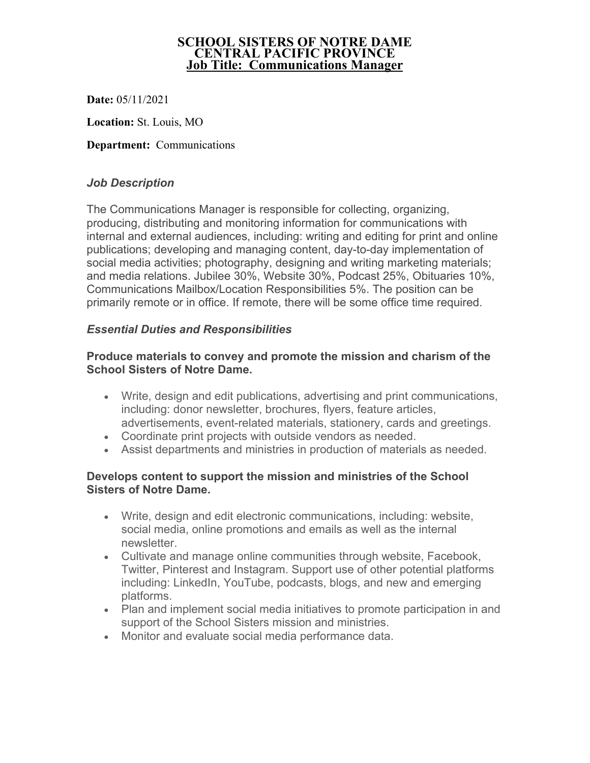# SCHOOL SISTERS OF NOTRE DAME
# CENTRAL PACIFIC PROVINCE
## Job Title: Communications Manager

**Date:** 05/11/2021

**Location:** St. Louis, MO

**Department:** Communications

### *Job Description*

The Communications Manager is responsible for collecting, organizing, producing, distributing and monitoring information for communications with internal and external audiences, including: writing and editing for print and online publications; developing and managing content, day-to-day implementation of social media activities; photography, designing and writing marketing materials; and media relations. Jubilee 30%, Website 30%, Podcast 25%, Obituaries 10%, Communications Mailbox/Location Responsibilities 5%. The position can be primarily remote or in office. If remote, there will be some office time required.

### *Essential Duties and Responsibilities*

**Produce materials to convey and promote the mission and charism of the School Sisters of Notre Dame.**

- Write, design and edit publications, advertising and print communications, including: donor newsletter, brochures, flyers, feature articles, advertisements, event-related materials, stationery, cards and greetings.
- Coordinate print projects with outside vendors as needed.
- Assist departments and ministries in production of materials as needed.

**Develops content to support the mission and ministries of the School Sisters of Notre Dame.**

- Write, design and edit electronic communications, including: website, social media, online promotions and emails as well as the internal newsletter.
- Cultivate and manage online communities through website, Facebook, Twitter, Pinterest and Instagram. Support use of other potential platforms including: LinkedIn, YouTube, podcasts, blogs, and new and emerging platforms.
- Plan and implement social media initiatives to promote participation in and support of the School Sisters mission and ministries.
- Monitor and evaluate social media performance data.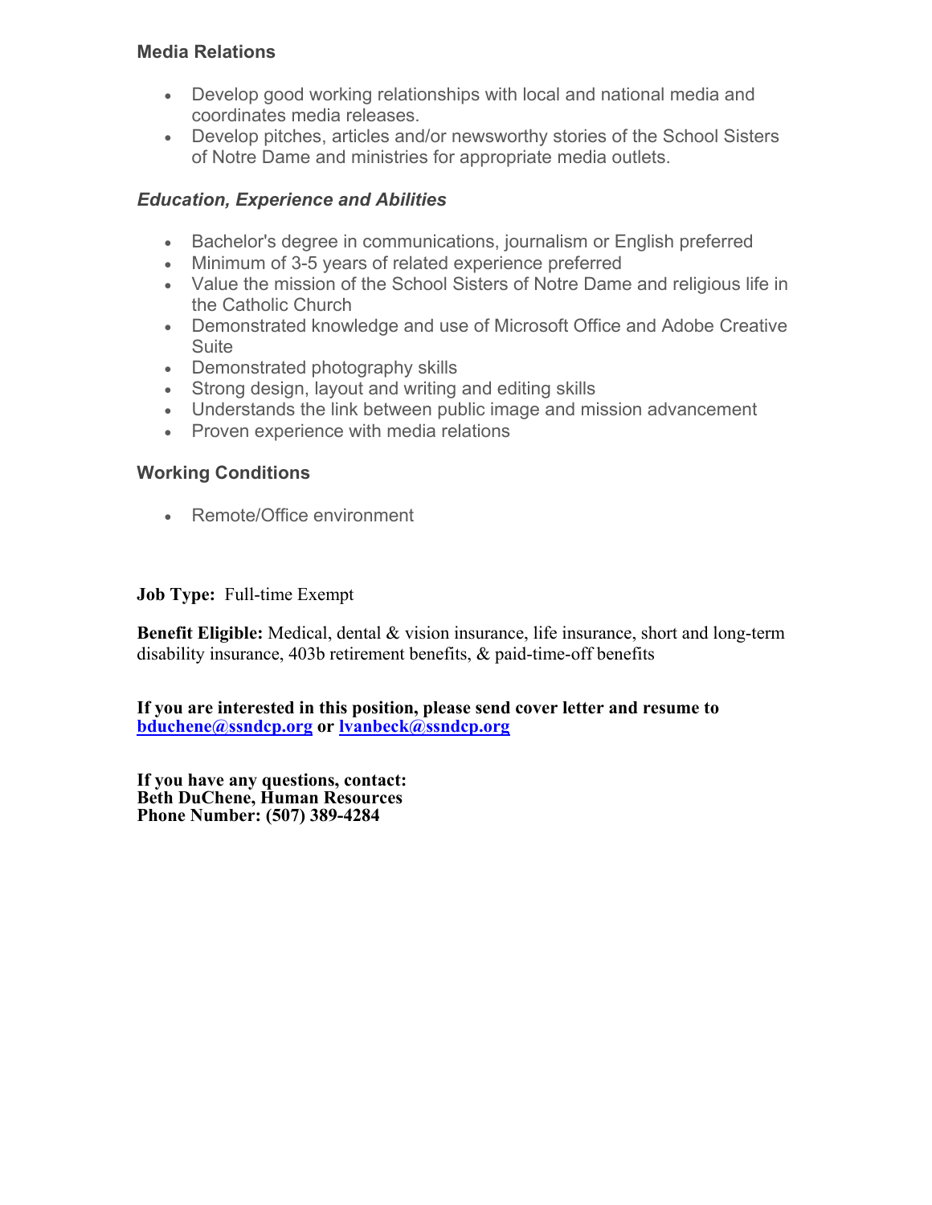### Media Relations

- Develop good working relationships with local and national media and coordinates media releases.
- Develop pitches, articles and/or newsworthy stories of the School Sisters of Notre Dame and ministries for appropriate media outlets.

### *Education, Experience and Abilities*

- Bachelor's degree in communications, journalism or English preferred
- Minimum of 3-5 years of related experience preferred
- Value the mission of the School Sisters of Notre Dame and religious life in the Catholic Church
- Demonstrated knowledge and use of Microsoft Office and Adobe Creative Suite
- Demonstrated photography skills
- Strong design, layout and writing and editing skills
- Understands the link between public image and mission advancement
- Proven experience with media relations

### Working Conditions

- Remote/Office environment

**Job Type:** Full-time Exempt

**Benefit Eligible:** Medical, dental & vision insurance, life insurance, short and long-term disability insurance, 403b retirement benefits, & paid-time-off benefits

**If you are interested in this position, please send cover letter and resume to bduchene@ssndcp.org or lvanbeck@ssndcp.org**

**If you have any questions, contact:**
**Beth DuChene, Human Resources**
**Phone Number: (507) 389-4284**